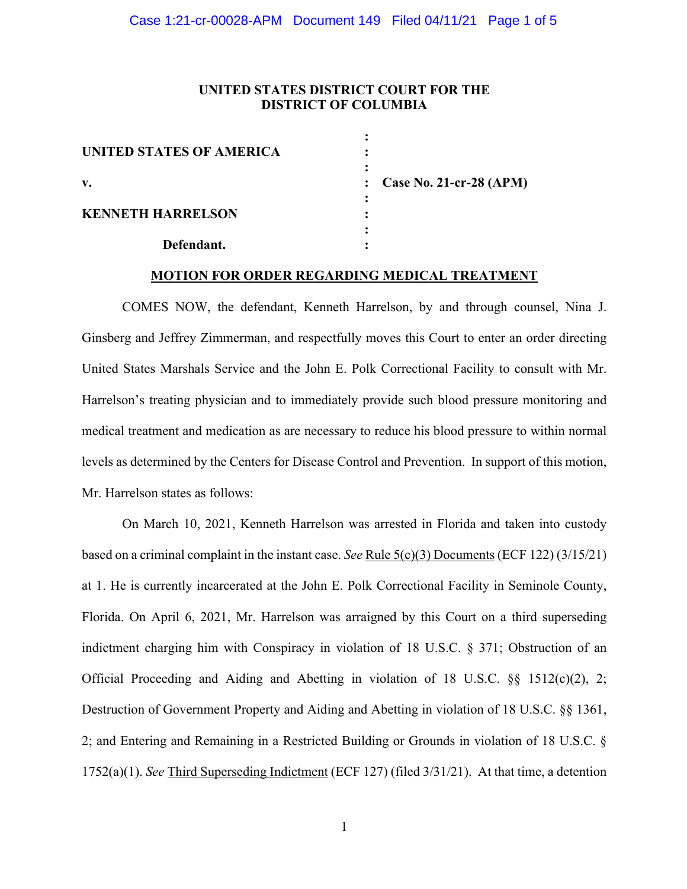**UNITED STATES DISTRICT COURT FOR THE DISTRICT OF COLUMBIA**

| | | |
|---|---|---|
| **UNITED STATES OF AMERICA** | : | |
| **v.** | : | **Case No. 21-cr-28 (APM)** |
| **KENNETH HARRELSON** | : | |
| **Defendant.** | : | |

**MOTION FOR ORDER REGARDING MEDICAL TREATMENT**

COMES NOW, the defendant, Kenneth Harrelson, by and through counsel, Nina J. Ginsberg and Jeffrey Zimmerman, and respectfully moves this Court to enter an order directing United States Marshals Service and the John E. Polk Correctional Facility to consult with Mr. Harrelson's treating physician and to immediately provide such blood pressure monitoring and medical treatment and medication as are necessary to reduce his blood pressure to within normal levels as determined by the Centers for Disease Control and Prevention. In support of this motion, Mr. Harrelson states as follows:

On March 10, 2021, Kenneth Harrelson was arrested in Florida and taken into custody based on a criminal complaint in the instant case. *See* Rule 5(c)(3) Documents (ECF 122) (3/15/21) at 1. He is currently incarcerated at the John E. Polk Correctional Facility in Seminole County, Florida. On April 6, 2021, Mr. Harrelson was arraigned by this Court on a third superseding indictment charging him with Conspiracy in violation of 18 U.S.C. § 371; Obstruction of an Official Proceeding and Aiding and Abetting in violation of 18 U.S.C. §§ 1512(c)(2), 2; Destruction of Government Property and Aiding and Abetting in violation of 18 U.S.C. §§ 1361, 2; and Entering and Remaining in a Restricted Building or Grounds in violation of 18 U.S.C. § 1752(a)(1). *See* Third Superseding Indictment (ECF 127) (filed 3/31/21). At that time, a detention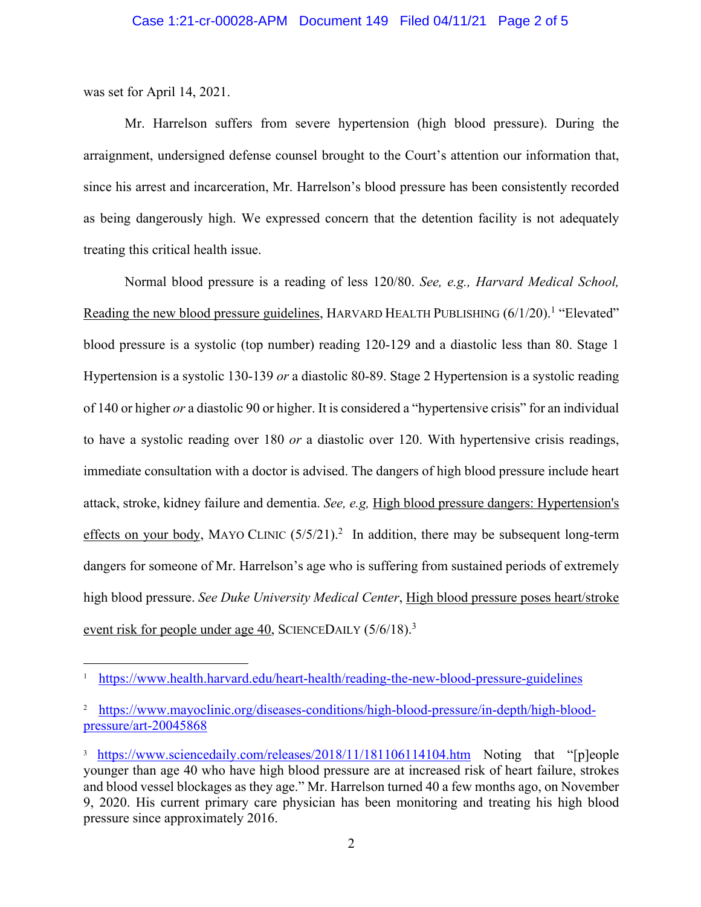was set for April 14, 2021.

Mr. Harrelson suffers from severe hypertension (high blood pressure). During the arraignment, undersigned defense counsel brought to the Court's attention our information that, since his arrest and incarceration, Mr. Harrelson's blood pressure has been consistently recorded as being dangerously high. We expressed concern that the detention facility is not adequately treating this critical health issue.

Normal blood pressure is a reading of less 120/80. *See, e.g., Harvard Medical School,* Reading the new blood pressure guidelines, HARVARD HEALTH PUBLISHING (6/1/20).[1] "Elevated" blood pressure is a systolic (top number) reading 120-129 and a diastolic less than 80. Stage 1 Hypertension is a systolic 130-139 *or* a diastolic 80-89. Stage 2 Hypertension is a systolic reading of 140 or higher *or* a diastolic 90 or higher. It is considered a "hypertensive crisis" for an individual to have a systolic reading over 180 *or* a diastolic over 120. With hypertensive crisis readings, immediate consultation with a doctor is advised. The dangers of high blood pressure include heart attack, stroke, kidney failure and dementia. *See, e.g,* High blood pressure dangers: Hypertension's effects on your body, MAYO CLINIC (5/5/21).[2] In addition, there may be subsequent long-term dangers for someone of Mr. Harrelson's age who is suffering from sustained periods of extremely high blood pressure. *See Duke University Medical Center*, High blood pressure poses heart/stroke event risk for people under age 40, SCIENCEDAILY (5/6/18).[3]

---

[1] https://www.health.harvard.edu/heart-health/reading-the-new-blood-pressure-guidelines

[2] https://www.mayoclinic.org/diseases-conditions/high-blood-pressure/in-depth/high-blood-pressure/art-20045868

[3] https://www.sciencedaily.com/releases/2018/11/181106114104.htm Noting that "[p]eople younger than age 40 who have high blood pressure are at increased risk of heart failure, strokes and blood vessel blockages as they age." Mr. Harrelson turned 40 a few months ago, on November 9, 2020. His current primary care physician has been monitoring and treating his high blood pressure since approximately 2016.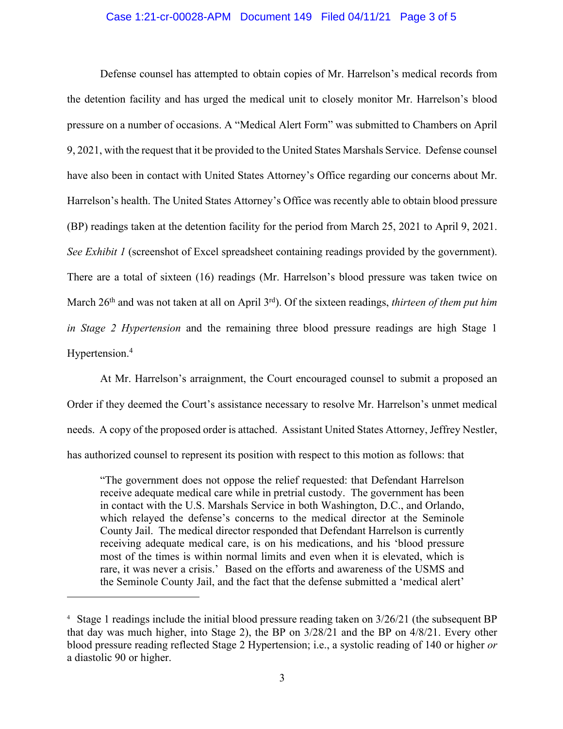Defense counsel has attempted to obtain copies of Mr. Harrelson's medical records from the detention facility and has urged the medical unit to closely monitor Mr. Harrelson's blood pressure on a number of occasions. A "Medical Alert Form" was submitted to Chambers on April 9, 2021, with the request that it be provided to the United States Marshals Service. Defense counsel have also been in contact with United States Attorney's Office regarding our concerns about Mr. Harrelson's health. The United States Attorney's Office was recently able to obtain blood pressure (BP) readings taken at the detention facility for the period from March 25, 2021 to April 9, 2021. *See Exhibit 1* (screenshot of Excel spreadsheet containing readings provided by the government). There are a total of sixteen (16) readings (Mr. Harrelson's blood pressure was taken twice on March 26th and was not taken at all on April 3rd). Of the sixteen readings, *thirteen of them put him in Stage 2 Hypertension* and the remaining three blood pressure readings are high Stage 1 Hypertension.[4]

At Mr. Harrelson's arraignment, the Court encouraged counsel to submit a proposed an Order if they deemed the Court's assistance necessary to resolve Mr. Harrelson's unmet medical needs. A copy of the proposed order is attached. Assistant United States Attorney, Jeffrey Nestler, has authorized counsel to represent its position with respect to this motion as follows: that

> "The government does not oppose the relief requested: that Defendant Harrelson receive adequate medical care while in pretrial custody. The government has been in contact with the U.S. Marshals Service in both Washington, D.C., and Orlando, which relayed the defense's concerns to the medical director at the Seminole County Jail. The medical director responded that Defendant Harrelson is currently receiving adequate medical care, is on his medications, and his 'blood pressure most of the times is within normal limits and even when it is elevated, which is rare, it was never a crisis.' Based on the efforts and awareness of the USMS and the Seminole County Jail, and the fact that the defense submitted a 'medical alert'

---

[4] Stage 1 readings include the initial blood pressure reading taken on 3/26/21 (the subsequent BP that day was much higher, into Stage 2), the BP on 3/28/21 and the BP on 4/8/21. Every other blood pressure reading reflected Stage 2 Hypertension; i.e., a systolic reading of 140 or higher *or* a diastolic 90 or higher.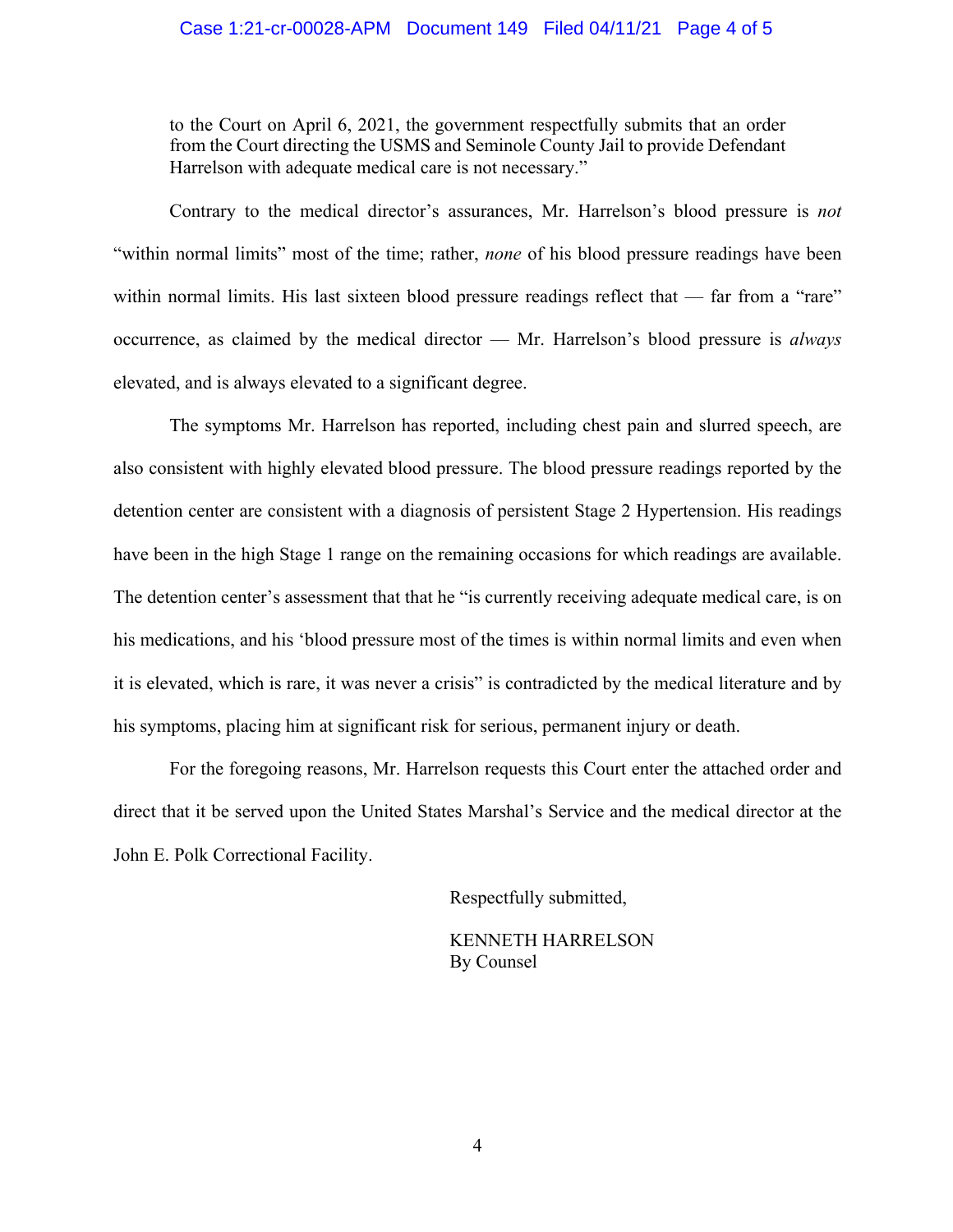> to the Court on April 6, 2021, the government respectfully submits that an order from the Court directing the USMS and Seminole County Jail to provide Defendant Harrelson with adequate medical care is not necessary."

Contrary to the medical director's assurances, Mr. Harrelson's blood pressure is *not* "within normal limits" most of the time; rather, *none* of his blood pressure readings have been within normal limits. His last sixteen blood pressure readings reflect that — far from a "rare" occurrence, as claimed by the medical director — Mr. Harrelson's blood pressure is *always* elevated, and is always elevated to a significant degree.

The symptoms Mr. Harrelson has reported, including chest pain and slurred speech, are also consistent with highly elevated blood pressure. The blood pressure readings reported by the detention center are consistent with a diagnosis of persistent Stage 2 Hypertension. His readings have been in the high Stage 1 range on the remaining occasions for which readings are available. The detention center's assessment that that he "is currently receiving adequate medical care, is on his medications, and his 'blood pressure most of the times is within normal limits and even when it is elevated, which is rare, it was never a crisis" is contradicted by the medical literature and by his symptoms, placing him at significant risk for serious, permanent injury or death.

For the foregoing reasons, Mr. Harrelson requests this Court enter the attached order and direct that it be served upon the United States Marshal's Service and the medical director at the John E. Polk Correctional Facility.

Respectfully submitted,

KENNETH HARRELSON
By Counsel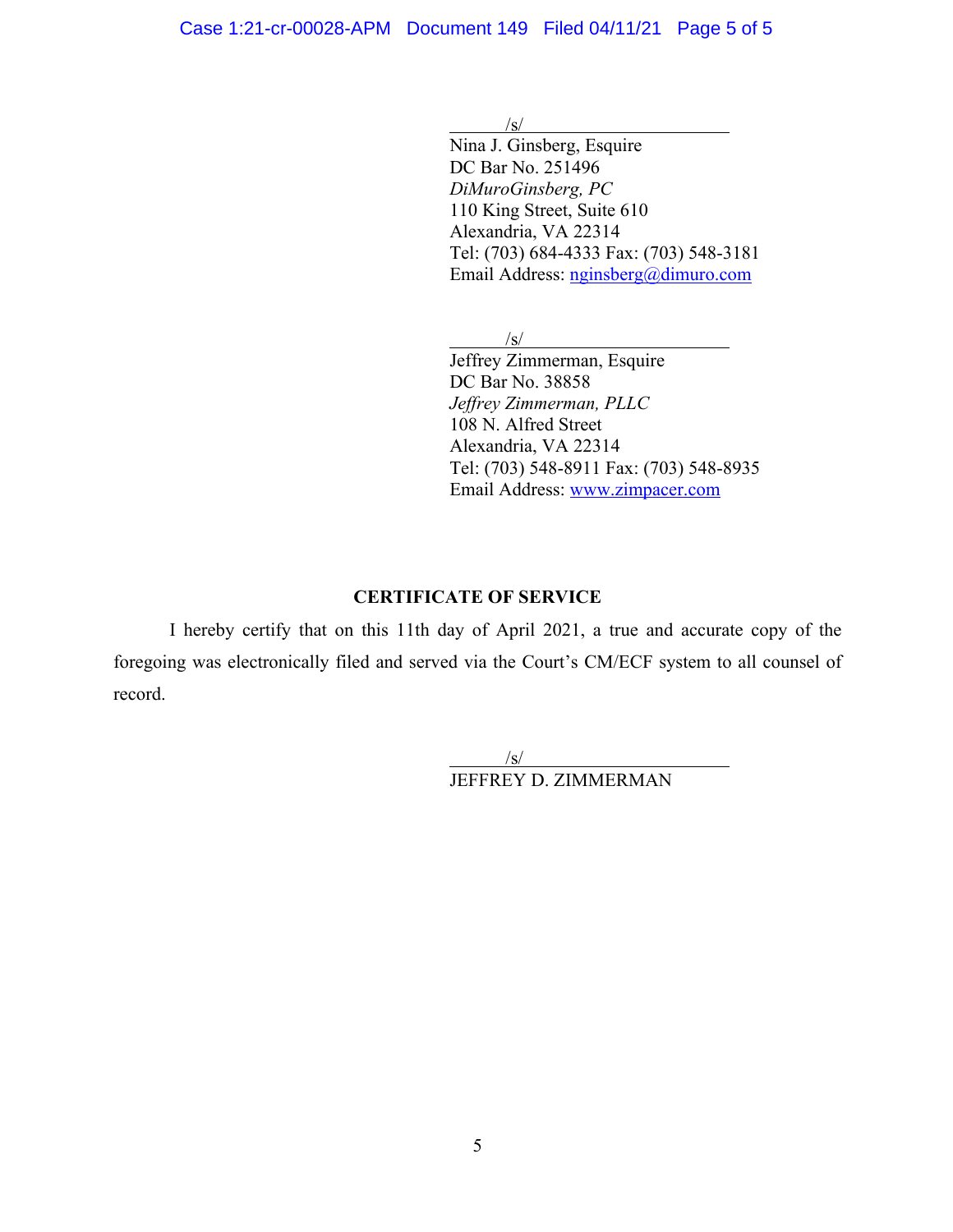/s/

Nina J. Ginsberg, Esquire
DC Bar No. 251496
*DiMuroGinsberg, PC*
110 King Street, Suite 610
Alexandria, VA 22314
Tel: (703) 684-4333 Fax: (703) 548-3181
Email Address: nginsberg@dimuro.com

/s/

Jeffrey Zimmerman, Esquire
DC Bar No. 38858
*Jeffrey Zimmerman, PLLC*
108 N. Alfred Street
Alexandria, VA 22314
Tel: (703) 548-8911 Fax: (703) 548-8935
Email Address: www.zimpacer.com

**CERTIFICATE OF SERVICE**

I hereby certify that on this 11th day of April 2021, a true and accurate copy of the foregoing was electronically filed and served via the Court's CM/ECF system to all counsel of record.

/s/

JEFFREY D. ZIMMERMAN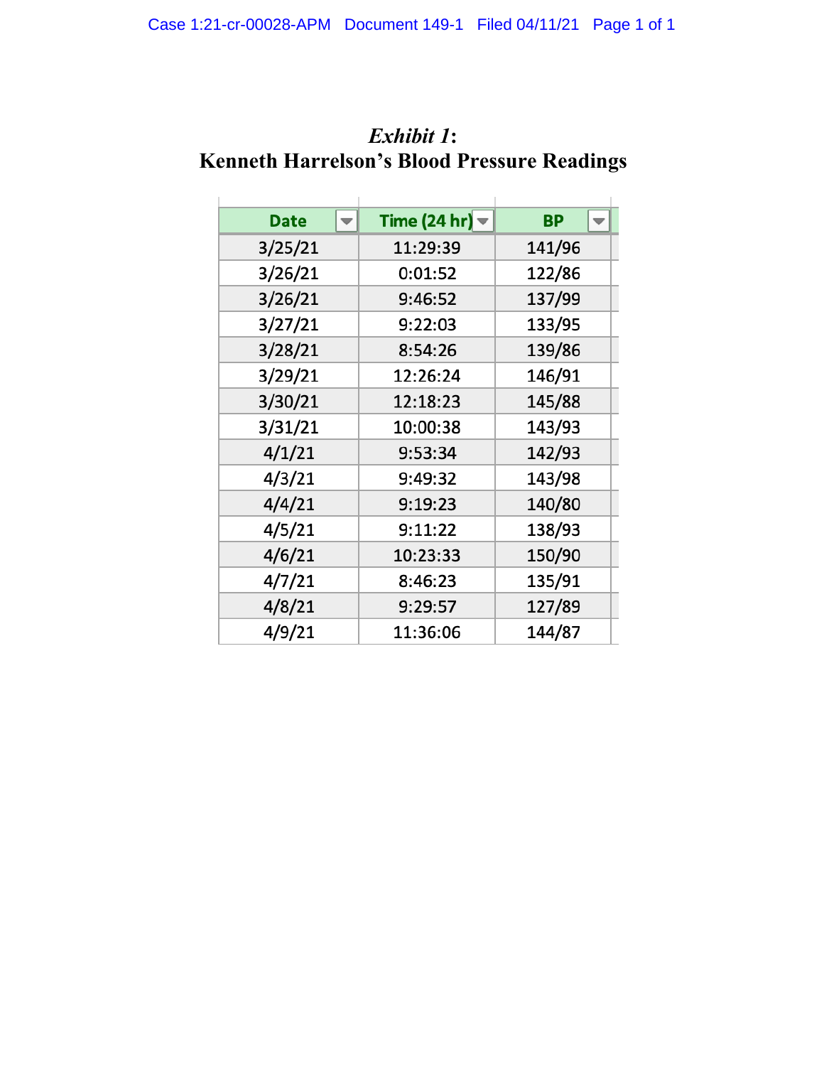# *Exhibit 1*:

## Kenneth Harrelson's Blood Pressure Readings

| Date | Time (24 hr) | BP |
|---|---|---|
| 3/25/21 | 11:29:39 | 141/96 |
| 3/26/21 | 0:01:52 | 122/86 |
| 3/26/21 | 9:46:52 | 137/99 |
| 3/27/21 | 9:22:03 | 133/95 |
| 3/28/21 | 8:54:26 | 139/86 |
| 3/29/21 | 12:26:24 | 146/91 |
| 3/30/21 | 12:18:23 | 145/88 |
| 3/31/21 | 10:00:38 | 143/93 |
| 4/1/21 | 9:53:34 | 142/93 |
| 4/3/21 | 9:49:32 | 143/98 |
| 4/4/21 | 9:19:23 | 140/80 |
| 4/5/21 | 9:11:22 | 138/93 |
| 4/6/21 | 10:23:33 | 150/90 |
| 4/7/21 | 8:46:23 | 135/91 |
| 4/8/21 | 9:29:57 | 127/89 |
| 4/9/21 | 11:36:06 | 144/87 |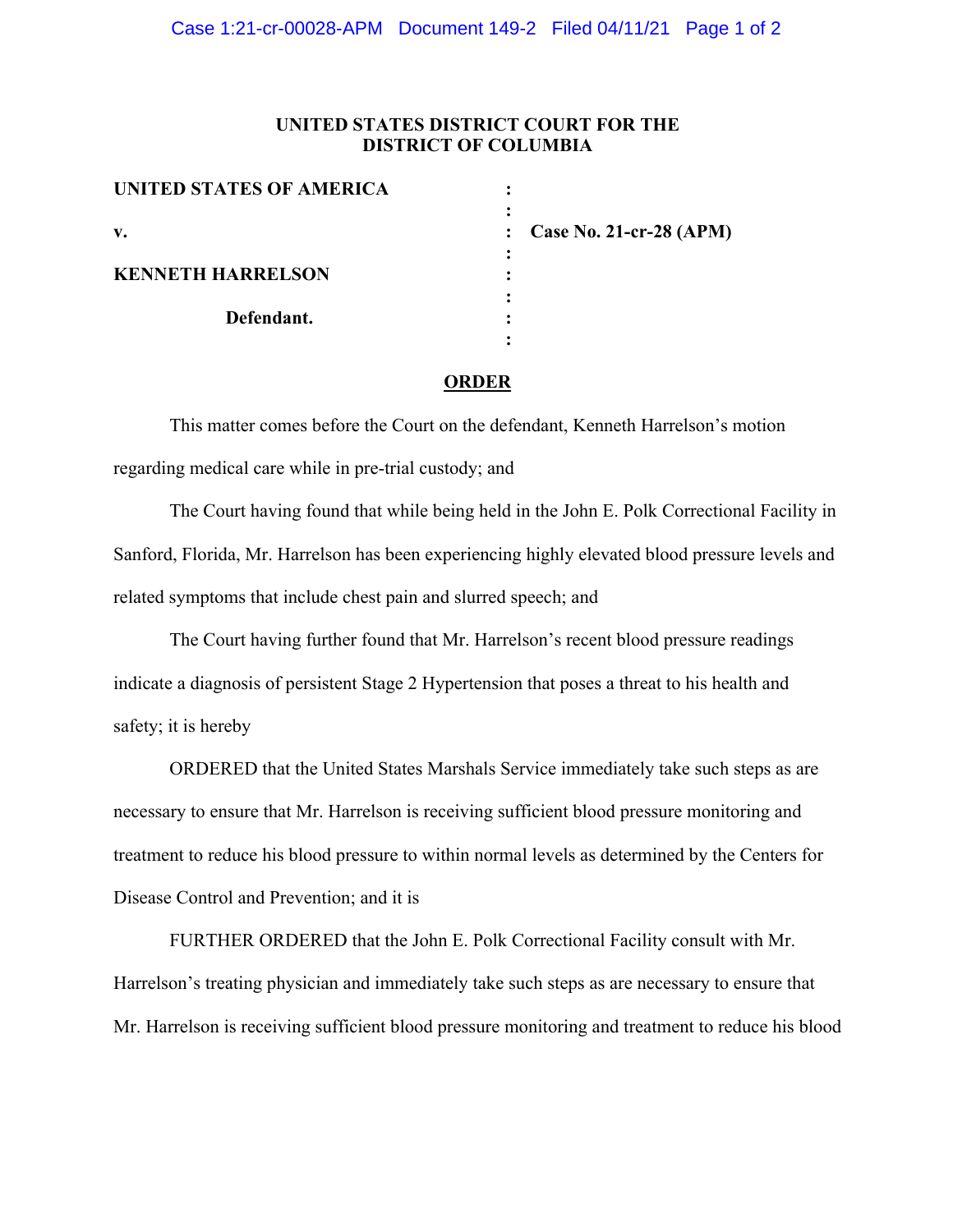**UNITED STATES DISTRICT COURT FOR THE DISTRICT OF COLUMBIA**

| | | |
|---|---|---|
| **UNITED STATES OF AMERICA** | : | |
| | : | |
| **v.** | : | **Case No. 21-cr-28 (APM)** |
| | : | |
| **KENNETH HARRELSON** | : | |
| | : | |
| **Defendant.** | : | |
| | : | |

# <u>ORDER</u>

This matter comes before the Court on the defendant, Kenneth Harrelson's motion regarding medical care while in pre-trial custody; and

The Court having found that while being held in the John E. Polk Correctional Facility in Sanford, Florida, Mr. Harrelson has been experiencing highly elevated blood pressure levels and related symptoms that include chest pain and slurred speech; and

The Court having further found that Mr. Harrelson's recent blood pressure readings indicate a diagnosis of persistent Stage 2 Hypertension that poses a threat to his health and safety; it is hereby

ORDERED that the United States Marshals Service immediately take such steps as are necessary to ensure that Mr. Harrelson is receiving sufficient blood pressure monitoring and treatment to reduce his blood pressure to within normal levels as determined by the Centers for Disease Control and Prevention; and it is

FURTHER ORDERED that the John E. Polk Correctional Facility consult with Mr. Harrelson's treating physician and immediately take such steps as are necessary to ensure that Mr. Harrelson is receiving sufficient blood pressure monitoring and treatment to reduce his blood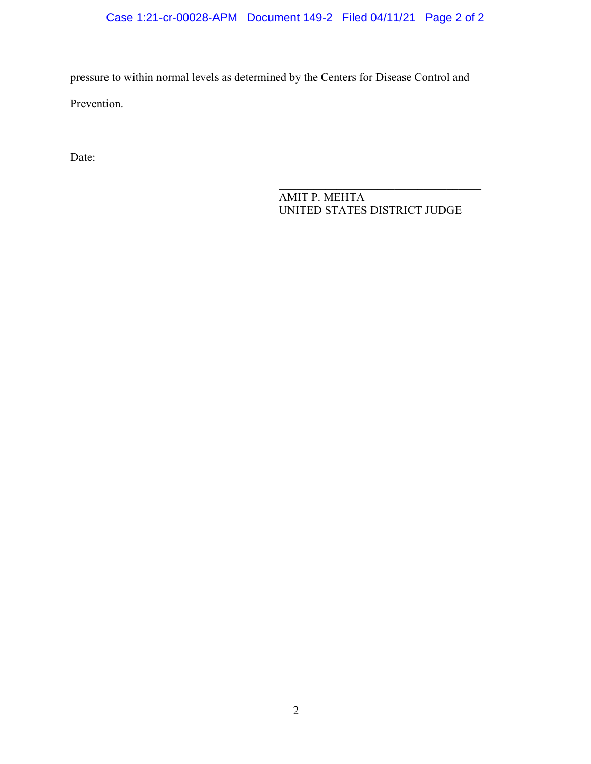pressure to within normal levels as determined by the Centers for Disease Control and Prevention.

Date:

AMIT P. MEHTA
UNITED STATES DISTRICT JUDGE